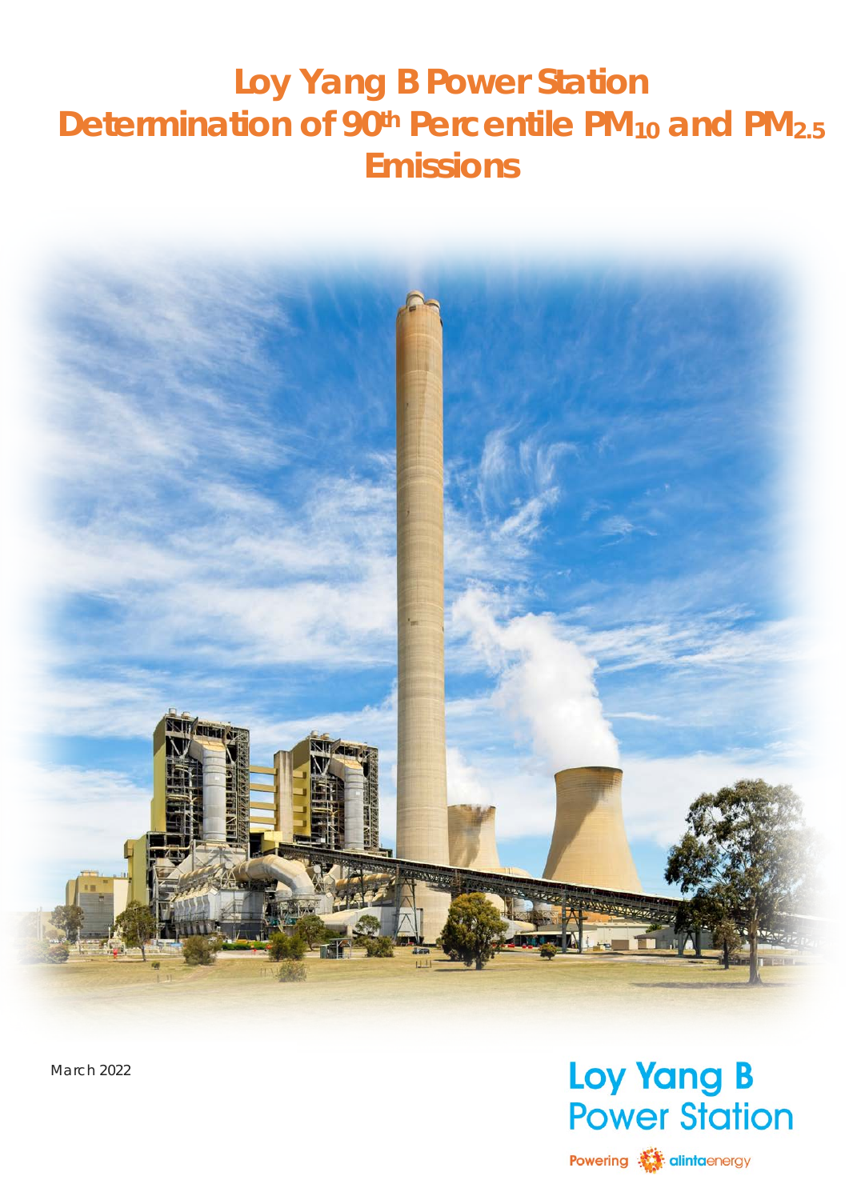# Loy Yang B Power Station Determination of 90[th] Percentile $PM_{10}$ and $PM_{2.5}$ Emissions

March 2022

Loy Yang B Power Station

Powering alintaenergy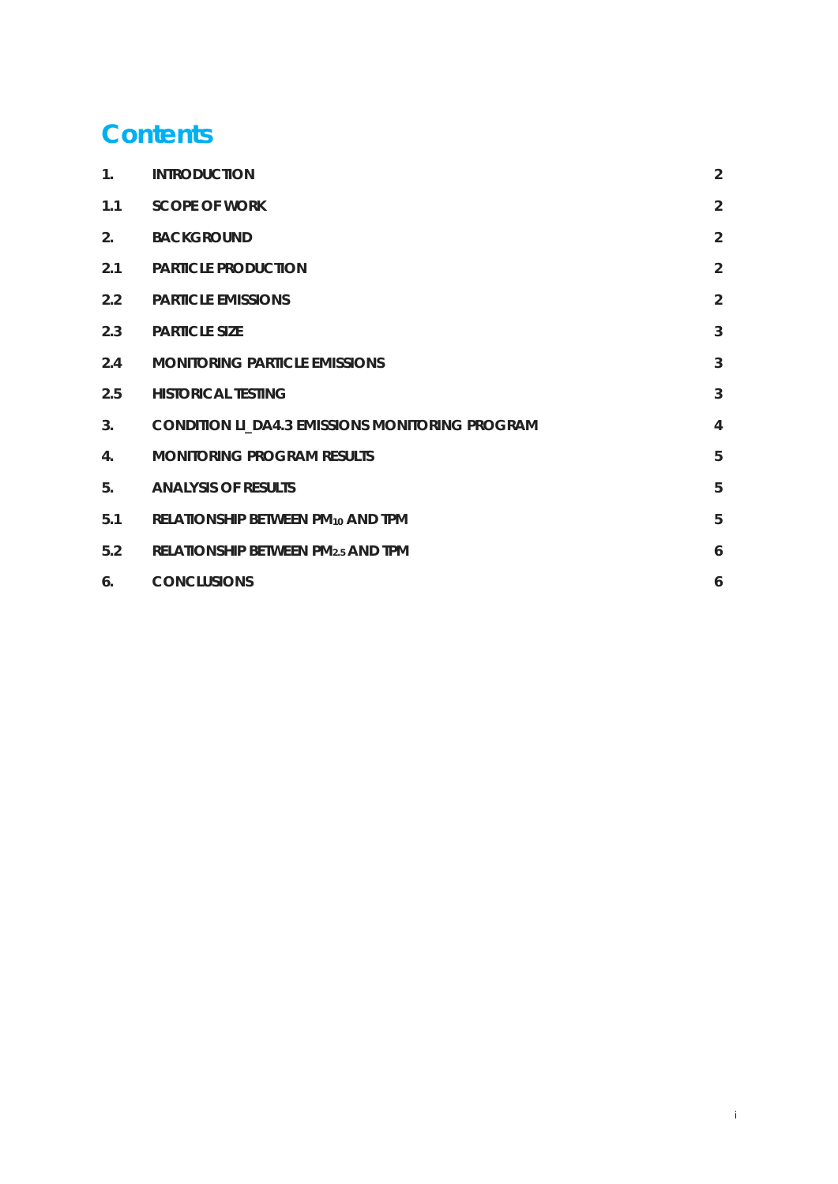# Contents

| | | |
|---|---|---|
| 1. | INTRODUCTION | 2 |
| 1.1 | SCOPE OF WORK | 2 |
| 2. | BACKGROUND | 2 |
| 2.1 | PARTICLE PRODUCTION | 2 |
| 2.2 | PARTICLE EMISSIONS | 2 |
| 2.3 | PARTICLE SIZE | 3 |
| 2.4 | MONITORING PARTICLE EMISSIONS | 3 |
| 2.5 | HISTORICAL TESTING | 3 |
| 3. | CONDITION LI_DA4.3 EMISSIONS MONITORING PROGRAM | 4 |
| 4. | MONITORING PROGRAM RESULTS | 5 |
| 5. | ANALYSIS OF RESULTS | 5 |
| 5.1 | RELATIONSHIP BETWEEN $PM_{10}$ AND TPM | 5 |
| 5.2 | RELATIONSHIP BETWEEN $PM_{2.5}$ AND TPM | 6 |
| 6. | CONCLUSIONS | 6 |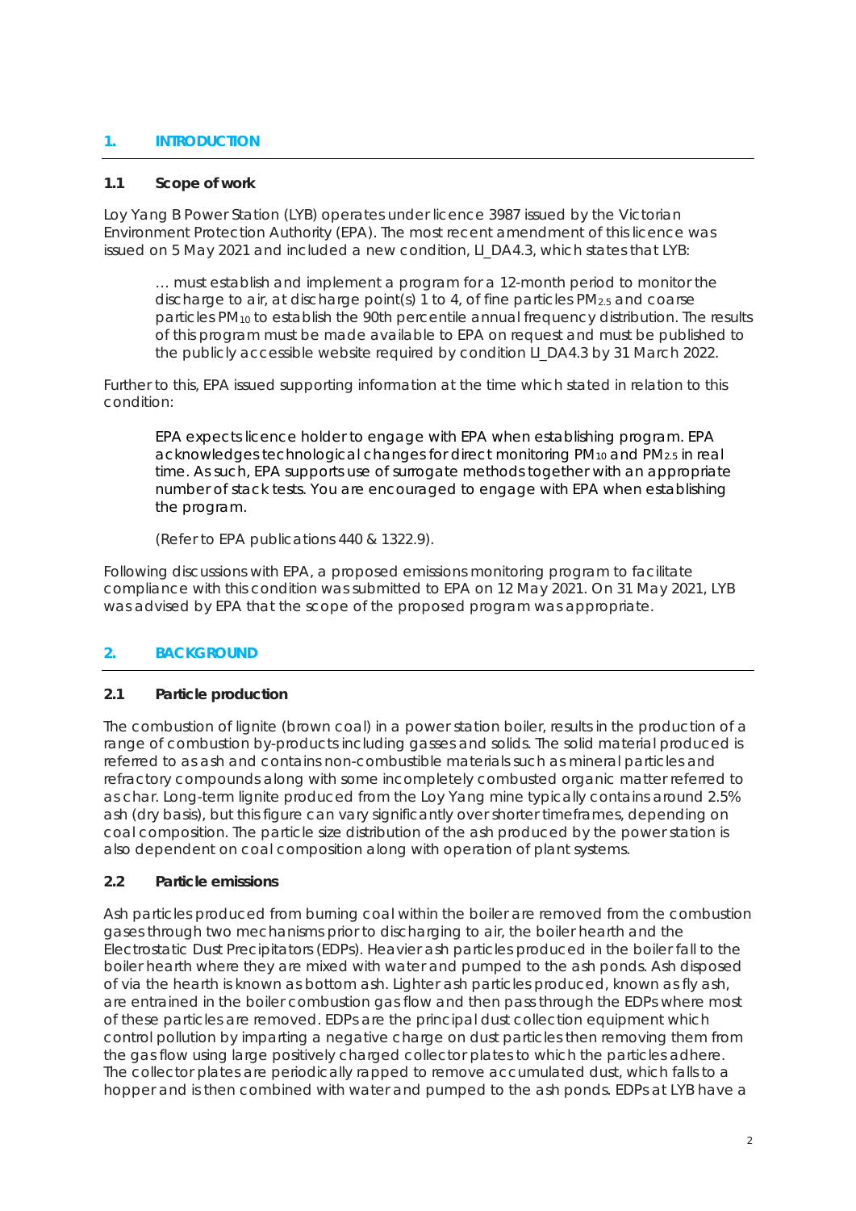## 1. INTRODUCTION

### 1.1 Scope of work

Loy Yang B Power Station (LYB) operates under licence 3987 issued by the Victorian Environment Protection Authority (EPA). The most recent amendment of this licence was issued on 5 May 2021 and included a new condition, LI_DA4.3, which states that LYB:

> … must establish and implement a program for a 12-month period to monitor the discharge to air, at discharge point(s) 1 to 4, of fine particles $PM_{2.5}$ and coarse particles $PM_{10}$ to establish the 90th percentile annual frequency distribution. The results of this program must be made available to EPA on request and must be published to the publicly accessible website required by condition LI_DA4.3 by 31 March 2022.

Further to this, EPA issued supporting information at the time which stated in relation to this condition:

> EPA expects licence holder to engage with EPA when establishing program. EPA acknowledges technological changes for direct monitoring $PM_{10}$ and $PM_{2.5}$ in real time. As such, EPA supports use of surrogate methods together with an appropriate number of stack tests. You are encouraged to engage with EPA when establishing the program.
>
> (Refer to EPA publications 440 & 1322.9).

Following discussions with EPA, a proposed emissions monitoring program to facilitate compliance with this condition was submitted to EPA on 12 May 2021. On 31 May 2021, LYB was advised by EPA that the scope of the proposed program was appropriate.

## 2. BACKGROUND

### 2.1 Particle production

The combustion of lignite (brown coal) in a power station boiler, results in the production of a range of combustion by-products including gasses and solids. The solid material produced is referred to as ash and contains non-combustible materials such as mineral particles and refractory compounds along with some incompletely combusted organic matter referred to as char. Long-term lignite produced from the Loy Yang mine typically contains around 2.5% ash (dry basis), but this figure can vary significantly over shorter timeframes, depending on coal composition. The particle size distribution of the ash produced by the power station is also dependent on coal composition along with operation of plant systems.

### 2.2 Particle emissions

Ash particles produced from burning coal within the boiler are removed from the combustion gases through two mechanisms prior to discharging to air, the boiler hearth and the Electrostatic Dust Precipitators (EDPs). Heavier ash particles produced in the boiler fall to the boiler hearth where they are mixed with water and pumped to the ash ponds. Ash disposed of via the hearth is known as bottom ash. Lighter ash particles produced, known as fly ash, are entrained in the boiler combustion gas flow and then pass through the EDPs where most of these particles are removed. EDPs are the principal dust collection equipment which control pollution by imparting a negative charge on dust particles then removing them from the gas flow using large positively charged collector plates to which the particles adhere. The collector plates are periodically rapped to remove accumulated dust, which falls to a hopper and is then combined with water and pumped to the ash ponds. EDPs at LYB have a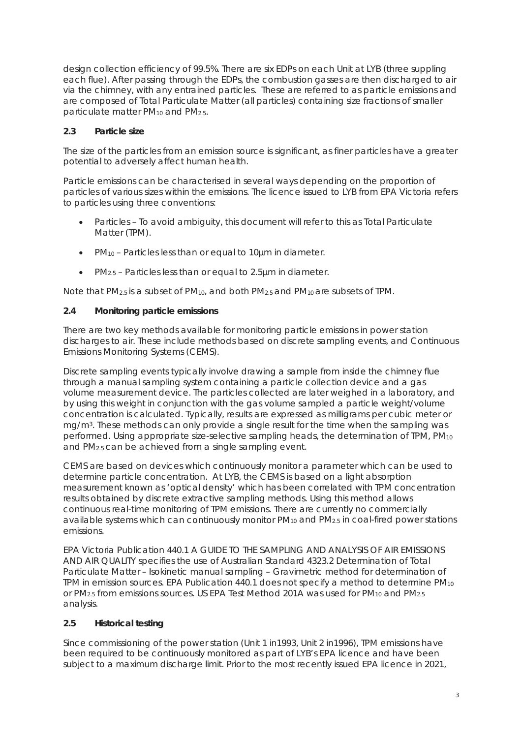design collection efficiency of 99.5%. There are six EDPs on each Unit at LYB (three suppling each flue). After passing through the EDPs, the combustion gasses are then discharged to air via the chimney, with any entrained particles. These are referred to as particle emissions and are composed of Total Particulate Matter (all particles) containing size fractions of smaller particulate matter $PM_{10}$ and $PM_{2.5}$.

## 2.3 Particle size

The size of the particles from an emission source is significant, as finer particles have a greater potential to adversely affect human health.

Particle emissions can be characterised in several ways depending on the proportion of particles of various sizes within the emissions. The licence issued to LYB from EPA Victoria refers to particles using three conventions:

- Particles – To avoid ambiguity, this document will refer to this as Total Particulate Matter (TPM).
- $PM_{10}$ – Particles less than or equal to 10µm in diameter.
- $PM_{2.5}$ – Particles less than or equal to 2.5µm in diameter.

Note that $PM_{2.5}$ is a subset of $PM_{10}$, and both $PM_{2.5}$ and $PM_{10}$ are subsets of TPM.

## 2.4 Monitoring particle emissions

There are two key methods available for monitoring particle emissions in power station discharges to air. These include methods based on discrete sampling events, and Continuous Emissions Monitoring Systems (CEMS).

Discrete sampling events typically involve drawing a sample from inside the chimney flue through a manual sampling system containing a particle collection device and a gas volume measurement device. The particles collected are later weighed in a laboratory, and by using this weight in conjunction with the gas volume sampled a particle weight/volume concentration is calculated. Typically, results are expressed as milligrams per cubic meter or $mg/m^3$. These methods can only provide a single result for the time when the sampling was performed. Using appropriate size-selective sampling heads, the determination of TPM, $PM_{10}$ and $PM_{2.5}$ can be achieved from a single sampling event.

CEMS are based on devices which continuously monitor a parameter which can be used to determine particle concentration. At LYB, the CEMS is based on a light absorption measurement known as 'optical density' which has been correlated with TPM concentration results obtained by discrete extractive sampling methods. Using this method allows continuous real-time monitoring of TPM emissions. There are currently no commercially available systems which can continuously monitor $PM_{10}$ and $PM_{2.5}$ in coal-fired power stations emissions.

EPA Victoria Publication 440.1 A GUIDE TO THE SAMPLING AND ANALYSIS OF AIR EMISSIONS AND AIR QUALITY specifies the use of Australian Standard 4323.2 Determination of Total Particulate Matter – Isokinetic manual sampling – Gravimetric method for determination of TPM in emission sources. EPA Publication 440.1 does not specify a method to determine $PM_{10}$ or $PM_{2.5}$ from emissions sources. US EPA Test Method 201A was used for $PM_{10}$ and $PM_{2.5}$ analysis.

## 2.5 Historical testing

Since commissioning of the power station (Unit 1 in1993, Unit 2 in1996), TPM emissions have been required to be continuously monitored as part of LYB's EPA licence and have been subject to a maximum discharge limit. Prior to the most recently issued EPA licence in 2021,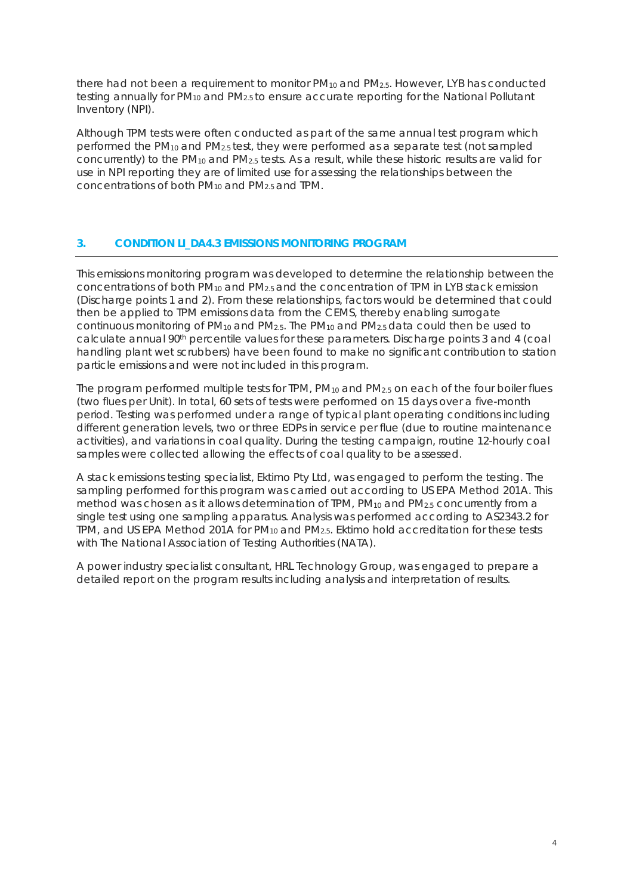there had not been a requirement to monitor $PM_{10}$ and $PM_{2.5}$. However, LYB has conducted testing annually for $PM_{10}$ and $PM_{2.5}$ to ensure accurate reporting for the National Pollutant Inventory (NPI).

Although TPM tests were often conducted as part of the same annual test program which performed the $PM_{10}$ and $PM_{2.5}$ test, they were performed as a separate test (not sampled concurrently) to the $PM_{10}$ and $PM_{2.5}$ tests. As a result, while these historic results are valid for use in NPI reporting they are of limited use for assessing the relationships between the concentrations of both $PM_{10}$ and $PM_{2.5}$ and TPM.

## 3. CONDITION LI_DA4.3 EMISSIONS MONITORING PROGRAM

This emissions monitoring program was developed to determine the relationship between the concentrations of both $PM_{10}$ and $PM_{2.5}$ and the concentration of TPM in LYB stack emission (Discharge points 1 and 2). From these relationships, factors would be determined that could then be applied to TPM emissions data from the CEMS, thereby enabling surrogate continuous monitoring of $PM_{10}$ and $PM_{2.5}$. The $PM_{10}$ and $PM_{2.5}$ data could then be used to calculate annual $90^{th}$ percentile values for these parameters. Discharge points 3 and 4 (coal handling plant wet scrubbers) have been found to make no significant contribution to station particle emissions and were not included in this program.

The program performed multiple tests for TPM, $PM_{10}$ and $PM_{2.5}$ on each of the four boiler flues (two flues per Unit). In total, 60 sets of tests were performed on 15 days over a five-month period. Testing was performed under a range of typical plant operating conditions including different generation levels, two or three EDPs in service per flue (due to routine maintenance activities), and variations in coal quality. During the testing campaign, routine 12-hourly coal samples were collected allowing the effects of coal quality to be assessed.

A stack emissions testing specialist, Ektimo Pty Ltd, was engaged to perform the testing. The sampling performed for this program was carried out according to US EPA Method 201A. This method was chosen as it allows determination of TPM, $PM_{10}$ and $PM_{2.5}$ concurrently from a single test using one sampling apparatus. Analysis was performed according to AS2343.2 for TPM, and US EPA Method 201A for $PM_{10}$ and $PM_{2.5}$. Ektimo hold accreditation for these tests with The National Association of Testing Authorities (NATA).

A power industry specialist consultant, HRL Technology Group, was engaged to prepare a detailed report on the program results including analysis and interpretation of results.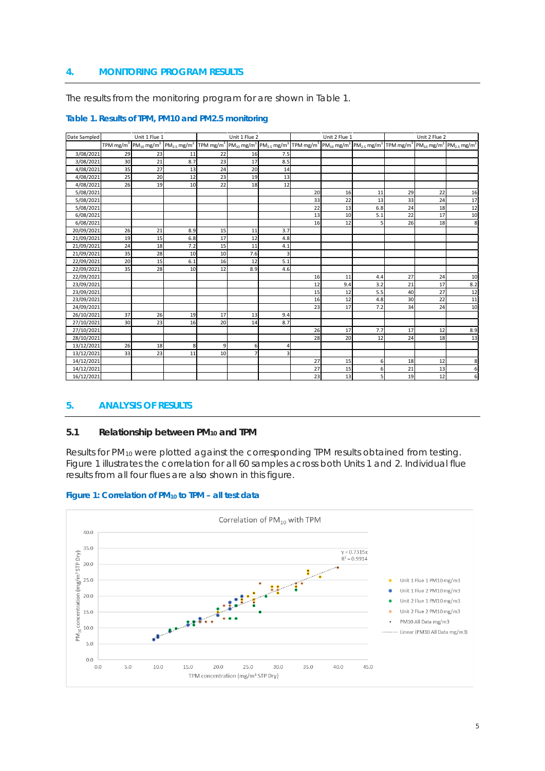## 4. MONITORING PROGRAM RESULTS

The results from the monitoring program for are shown in Table 1.

**Table 1. Results of TPM, PM10 and PM2.5 monitoring**

| Date Sampled | Unit 1 Flue 1 | | | Unit 1 Flue 2 | | | Unit 2 Flue 1 | | | Unit 2 Flue 2 | | |
|---|---|---|---|---|---|---|---|---|---|---|---|---|
| | TPM mg/m³ | $PM_{10}$ mg/m³ | $PM_{2.5}$ mg/m³ | TPM mg/m³ | $PM_{10}$ mg/m³ | $PM_{2.5}$ mg/m³ | TPM mg/m³ | $PM_{10}$ mg/m³ | $PM_{2.5}$ mg/m³ | TPM mg/m³ | $PM_{10}$ mg/m³ | $PM_{2.5}$ mg/m³ |
| 3/08/2021 | 29 | 23 | 11 | 22 | 16 | 7.5 | | | | | | |
| 3/08/2021 | 30 | 21 | 8.7 | 23 | 17 | 8.5 | | | | | | |
| 4/08/2021 | 35 | 27 | 13 | 24 | 20 | 14 | | | | | | |
| 4/08/2021 | 25 | 20 | 12 | 23 | 19 | 13 | | | | | | |
| 4/08/2021 | 26 | 19 | 10 | 22 | 18 | 12 | | | | | | |
| 5/08/2021 | | | | | | | 20 | 16 | 11 | 29 | 22 | 16 |
| 5/08/2021 | | | | | | | 33 | 22 | 13 | 33 | 24 | 17 |
| 5/08/2021 | | | | | | | 22 | 13 | 6.8 | 24 | 18 | 12 |
| 6/08/2021 | | | | | | | 13 | 10 | 5.1 | 22 | 17 | 10 |
| 6/08/2021 | | | | | | | 16 | 12 | 5 | 26 | 18 | 8 |
| 20/09/2021 | 26 | 21 | 8.9 | 15 | 11 | 3.7 | | | | | | |
| 21/09/2021 | 19 | 15 | 6.8 | 17 | 12 | 4.8 | | | | | | |
| 21/09/2021 | 24 | 18 | 7.2 | 15 | 11 | 4.1 | | | | | | |
| 21/09/2021 | 35 | 28 | 10 | 10 | 7.6 | 3 | | | | | | |
| 22/09/2021 | 20 | 15 | 6.1 | 16 | 12 | 5.1 | | | | | | |
| 22/09/2021 | 35 | 28 | 10 | 12 | 8.9 | 4.6 | | | | | | |
| 22/09/2021 | | | | | | | 16 | 11 | 4.4 | 27 | 24 | 10 |
| 23/09/2021 | | | | | | | 12 | 9.4 | 3.2 | 21 | 17 | 8.2 |
| 23/09/2021 | | | | | | | 15 | 12 | 5.5 | 40 | 27 | 12 |
| 23/09/2021 | | | | | | | 16 | 12 | 4.8 | 30 | 22 | 11 |
| 24/09/2021 | | | | | | | 23 | 17 | 7.2 | 34 | 24 | 10 |
| 26/10/2021 | 37 | 26 | 19 | 17 | 13 | 9.4 | | | | | | |
| 27/10/2021 | 30 | 23 | 16 | 20 | 14 | 8.7 | | | | | | |
| 27/10/2021 | | | | | | | 26 | 17 | 7.7 | 17 | 12 | 8.9 |
| 28/10/2021 | | | | | | | 28 | 20 | 12 | 24 | 18 | 13 |
| 13/12/2021 | 26 | 18 | 8 | 9 | 6 | 4 | | | | | | |
| 13/12/2021 | 33 | 23 | 11 | 10 | 7 | 3 | | | | | | |
| 14/12/2021 | | | | | | | 27 | 15 | 6 | 18 | 12 | 8 |
| 14/12/2021 | | | | | | | 27 | 15 | 6 | 21 | 13 | 6 |
| 16/12/2021 | | | | | | | 23 | 13 | 5 | 19 | 12 | 6 |

## 5. ANALYSIS OF RESULTS

### 5.1 Relationship between $PM_{10}$ and TPM

Results for $PM_{10}$ were plotted against the corresponding TPM results obtained from testing. Figure 1 illustrates the correlation for all 60 samples across both Units 1 and 2. Individual flue results from all four flues are also shown in this figure.

**Figure 1: Correlation of $PM_{10}$ to TPM – all test data**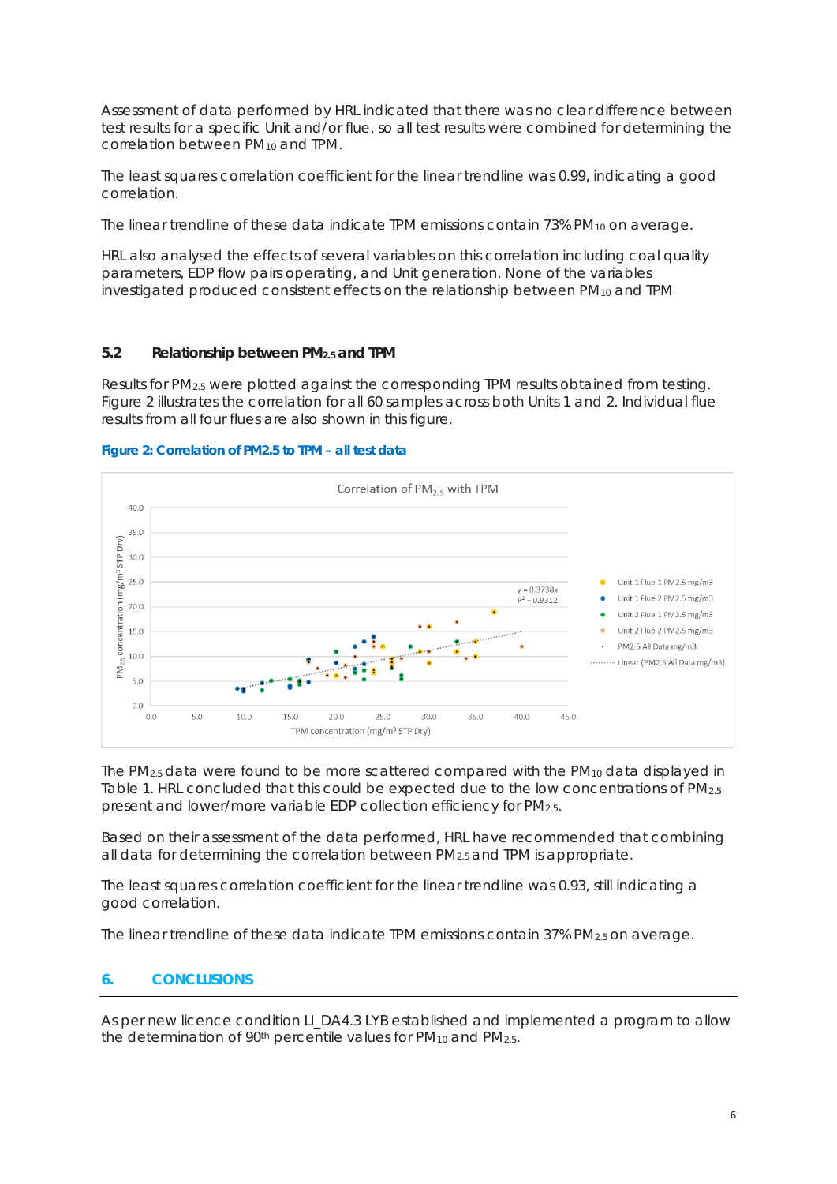Assessment of data performed by HRL indicated that there was no clear difference between test results for a specific Unit and/or flue, so all test results were combined for determining the correlation between $PM_{10}$ and TPM.

The least squares correlation coefficient for the linear trendline was 0.99, indicating a good correlation.

The linear trendline of these data indicate TPM emissions contain 73% $PM_{10}$ on average.

HRL also analysed the effects of several variables on this correlation including coal quality parameters, EDP flow pairs operating, and Unit generation. None of the variables investigated produced consistent effects on the relationship between $PM_{10}$ and TPM

## 5.2 Relationship between $PM_{2.5}$ and TPM

Results for $PM_{2.5}$ were plotted against the corresponding TPM results obtained from testing. Figure 2 illustrates the correlation for all 60 samples across both Units 1 and 2. Individual flue results from all four flues are also shown in this figure.

**Figure 2: Correlation of PM2.5 to TPM – all test data**

The $PM_{2.5}$ data were found to be more scattered compared with the $PM_{10}$ data displayed in Table 1. HRL concluded that this could be expected due to the low concentrations of $PM_{2.5}$ present and lower/more variable EDP collection efficiency for $PM_{2.5}$.

Based on their assessment of the data performed, HRL have recommended that combining all data for determining the correlation between $PM_{2.5}$ and TPM is appropriate.

The least squares correlation coefficient for the linear trendline was 0.93, still indicating a good correlation.

The linear trendline of these data indicate TPM emissions contain 37% $PM_{2.5}$ on average.

# 6. CONCLUSIONS

As per new licence condition LI_DA4.3 LYB established and implemented a program to allow the determination of 90th percentile values for $PM_{10}$ and $PM_{2.5}$.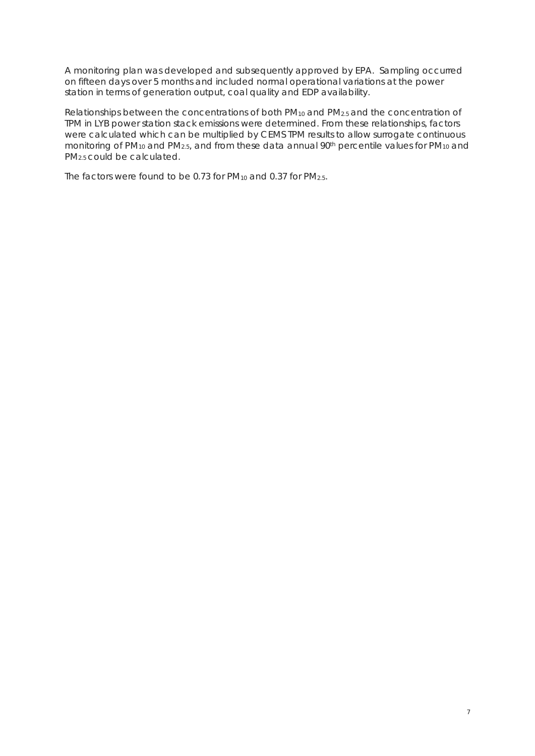A monitoring plan was developed and subsequently approved by EPA. Sampling occurred on fifteen days over 5 months and included normal operational variations at the power station in terms of generation output, coal quality and EDP availability.

Relationships between the concentrations of both $PM_{10}$ and $PM_{2.5}$ and the concentration of TPM in LYB power station stack emissions were determined. From these relationships, factors were calculated which can be multiplied by CEMS TPM results to allow surrogate continuous monitoring of $PM_{10}$ and $PM_{2.5}$, and from these data annual $90^{th}$ percentile values for $PM_{10}$ and $PM_{2.5}$ could be calculated.

The factors were found to be 0.73 for $PM_{10}$ and 0.37 for $PM_{2.5}$.